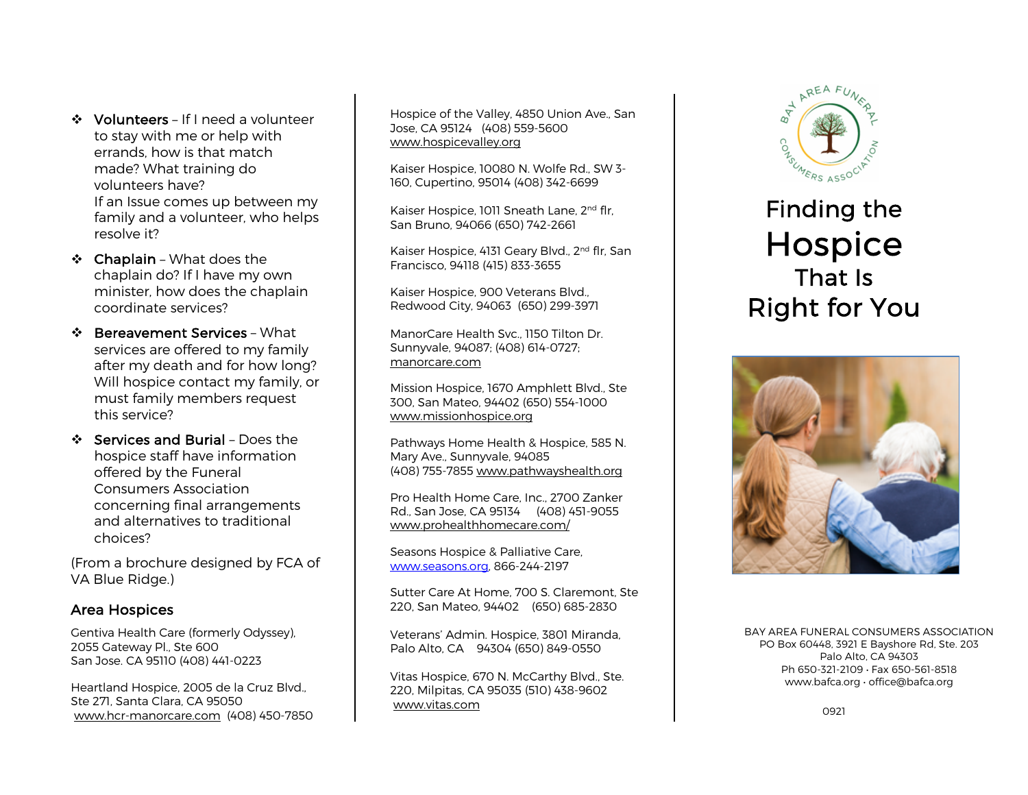- **Volunteers** – If I need a volunteer to stay with me or help with errands, how is that match made? What training do volunteers have?
  If an Issue comes up between my family and a volunteer, who helps resolve it?
- **Chaplain** – What does the chaplain do? If I have my own minister, how does the chaplain coordinate services?
- **Bereavement Services** – What services are offered to my family after my death and for how long? Will hospice contact my family, or must family members request this service?
- **Services and Burial** – Does the hospice staff have information offered by the Funeral Consumers Association concerning final arrangements and alternatives to traditional choices?

(From a brochure designed by FCA of VA Blue Ridge.)

## Area Hospices

Gentiva Health Care (formerly Odyssey), 2055 Gateway Pl., Ste 600
San Jose. CA 95110 (408) 441-0223

Heartland Hospice, 2005 de la Cruz Blvd., Ste 271, Santa Clara, CA 95050
www.hcr-manorcare.com (408) 450-7850

Hospice of the Valley, 4850 Union Ave., San Jose, CA 95124 (408) 559-5600
www.hospicevalley.org

Kaiser Hospice, 10080 N. Wolfe Rd., SW 3-160, Cupertino, 95014 (408) 342-6699

Kaiser Hospice, 1011 Sneath Lane, 2nd flr, San Bruno, 94066 (650) 742-2661

Kaiser Hospice, 4131 Geary Blvd., 2nd flr, San Francisco, 94118 (415) 833-3655

Kaiser Hospice, 900 Veterans Blvd., Redwood City, 94063 (650) 299-3971

ManorCare Health Svc., 1150 Tilton Dr. Sunnyvale, 94087; (408) 614-0727; manorcare.com

Mission Hospice, 1670 Amphlett Blvd., Ste 300, San Mateo, 94402 (650) 554-1000
www.missionhospice.org

Pathways Home Health & Hospice, 585 N. Mary Ave., Sunnyvale, 94085
(408) 755-7855 www.pathwayshealth.org

Pro Health Home Care, Inc., 2700 Zanker Rd., San Jose, CA 95134 (408) 451-9055
www.prohealthhomecare.com/

Seasons Hospice & Palliative Care, www.seasons.org, 866-244-2197

Sutter Care At Home, 700 S. Claremont, Ste 220, San Mateo, 94402 (650) 685-2830

Veterans' Admin. Hospice, 3801 Miranda, Palo Alto, CA 94304 (650) 849-0550

Vitas Hospice, 670 N. McCarthy Blvd., Ste. 220, Milpitas, CA 95035 (510) 438-9602
www.vitas.com

BAY AREA FUNERAL CONSUMERS ASSOCIATION

# Finding the Hospice That Is Right for You

BAY AREA FUNERAL CONSUMERS ASSOCIATION
PO Box 60448, 3921 E Bayshore Rd, Ste. 203
Palo Alto, CA 94303
Ph 650-321-2109 • Fax 650-561-8518
www.bafca.org • office@bafca.org

0921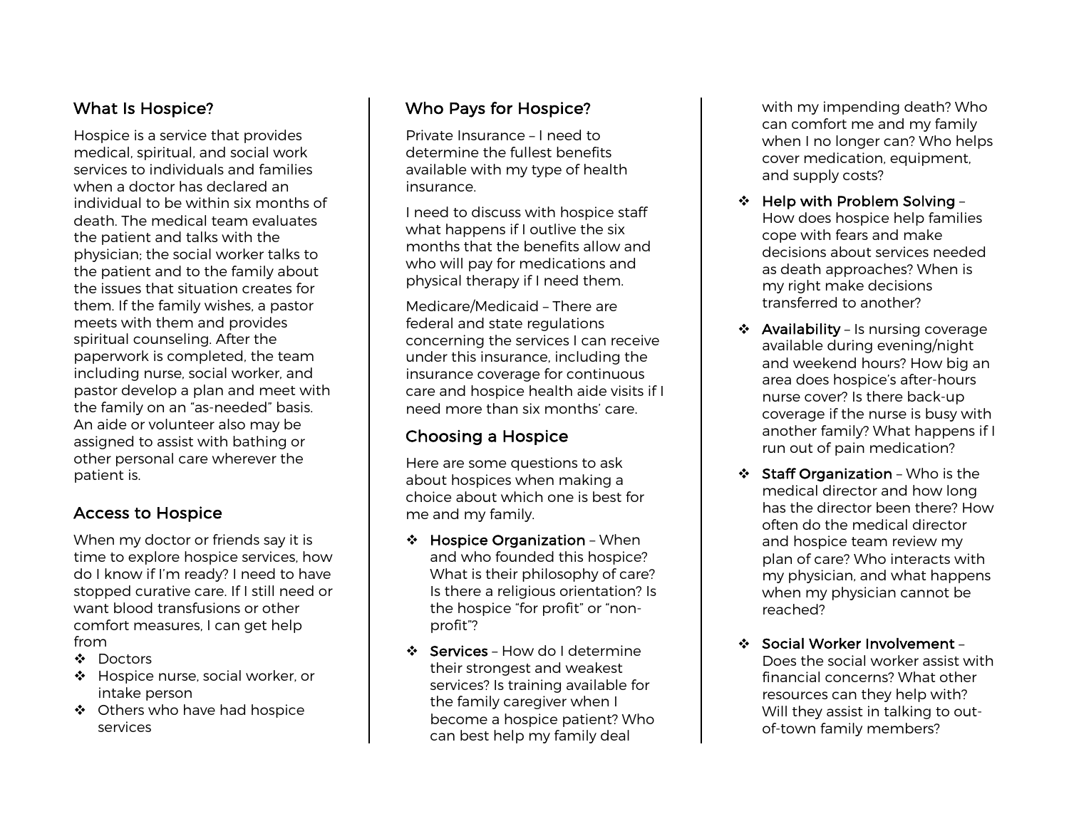## What Is Hospice?

Hospice is a service that provides medical, spiritual, and social work services to individuals and families when a doctor has declared an individual to be within six months of death. The medical team evaluates the patient and talks with the physician; the social worker talks to the patient and to the family about the issues that situation creates for them. If the family wishes, a pastor meets with them and provides spiritual counseling. After the paperwork is completed, the team including nurse, social worker, and pastor develop a plan and meet with the family on an "as-needed" basis. An aide or volunteer also may be assigned to assist with bathing or other personal care wherever the patient is.

## Access to Hospice

When my doctor or friends say it is time to explore hospice services, how do I know if I'm ready? I need to have stopped curative care. If I still need or want blood transfusions or other comfort measures, I can get help from

- Doctors
- Hospice nurse, social worker, or intake person
- Others who have had hospice services

## Who Pays for Hospice?

Private Insurance – I need to determine the fullest benefits available with my type of health insurance.

I need to discuss with hospice staff what happens if I outlive the six months that the benefits allow and who will pay for medications and physical therapy if I need them.

Medicare/Medicaid – There are federal and state regulations concerning the services I can receive under this insurance, including the insurance coverage for continuous care and hospice health aide visits if I need more than six months' care.

## Choosing a Hospice

Here are some questions to ask about hospices when making a choice about which one is best for me and my family.

- Hospice Organization – When and who founded this hospice? What is their philosophy of care? Is there a religious orientation? Is the hospice "for profit" or "non-profit"?
- Services – How do I determine their strongest and weakest services? Is training available for the family caregiver when I become a hospice patient? Who can best help my family deal with my impending death? Who can comfort me and my family when I no longer can? Who helps cover medication, equipment, and supply costs?
- Help with Problem Solving – How does hospice help families cope with fears and make decisions about services needed as death approaches? When is my right make decisions transferred to another?
- Availability – Is nursing coverage available during evening/night and weekend hours? How big an area does hospice's after-hours nurse cover? Is there back-up coverage if the nurse is busy with another family? What happens if I run out of pain medication?
- Staff Organization – Who is the medical director and how long has the director been there? How often do the medical director and hospice team review my plan of care? Who interacts with my physician, and what happens when my physician cannot be reached?
- Social Worker Involvement – Does the social worker assist with financial concerns? What other resources can they help with? Will they assist in talking to out-of-town family members?